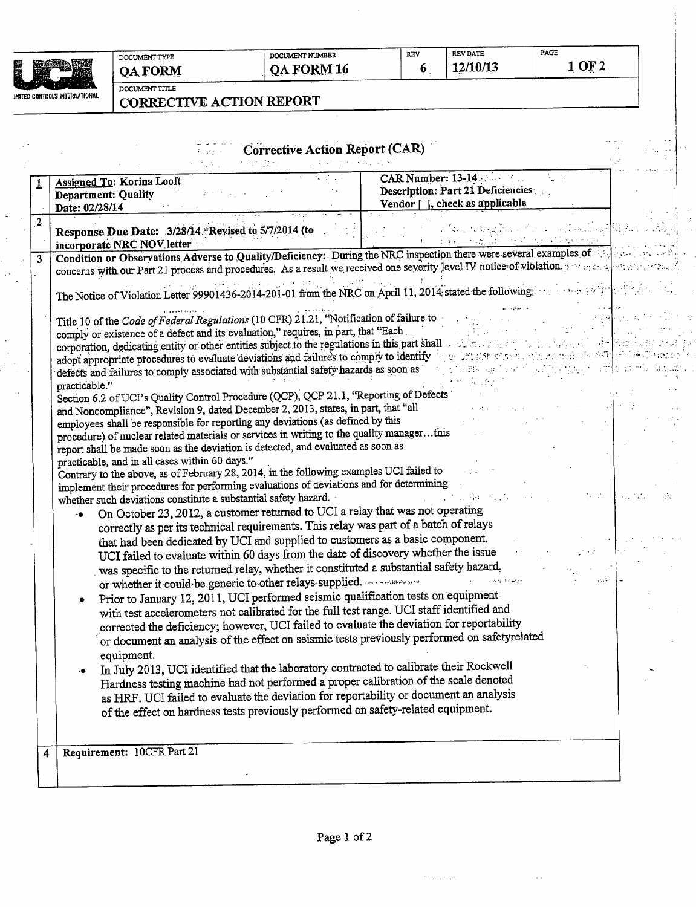| DOCUMENT TYPE | DOCUMENT NUMBER | REV | REV DATE | PAGE |
|---|---|---|---|---|
| QA FORM | QA FORM 16 | 6 | 12/10/13 | 1 OF 2 |

UNITED CONTROLS INTERNATIONAL

DOCUMENT TITLE

**CORRECTIVE ACTION REPORT**

# Corrective Action Report (CAR)

| | | |
|---|---|---|
| 1 | **Assigned To:** Korina Looft<br>**Department: Quality**<br>**Date: 02/28/14** | **CAR Number: 13-14**<br>**Description: Part 21 Deficiencies**<br>**Vendor [ ], check as applicable** |
| 2 | **Response Due Date: 3/28/14 \*Revised to 5/7/2014 (to incorporate NRC NOV letter** | |

**3 Condition or Observations Adverse to Quality/Deficiency:** During the NRC inspection there were several examples of concerns with our Part 21 process and procedures. As a result we received one severity level IV notice of violation.

The Notice of Violation Letter 99901436-2014-201-01 from the NRC on April 11, 2014 stated the following:

Title 10 of the *Code of Federal Regulations* (10 CFR) 21.21, "Notification of failure to comply or existence of a defect and its evaluation," requires, in part, that "Each corporation, dedicating entity or other entities subject to the regulations in this part shall adopt appropriate procedures to evaluate deviations and failures to comply to identify defects and failures to comply associated with substantial safety hazards as soon as practicable."

Section 6.2 of UCI's Quality Control Procedure (QCP), QCP 21.1, "Reporting of Defects and Noncompliance", Revision 9, dated December 2, 2013, states, in part, that "all employees shall be responsible for reporting any deviations (as defined by this procedure) of nuclear related materials or services in writing to the quality manager…this report shall be made soon as the deviation is detected, and evaluated as soon as practicable, and in all cases within 60 days."

Contrary to the above, as of February 28, 2014, in the following examples UCI failed to implement their procedures for performing evaluations of deviations and for determining whether such deviations constitute a substantial safety hazard.

- On October 23, 2012, a customer returned to UCI a relay that was not operating correctly as per its technical requirements. This relay was part of a batch of relays that had been dedicated by UCI and supplied to customers as a basic component. UCI failed to evaluate within 60 days from the date of discovery whether the issue was specific to the returned relay, whether it constituted a substantial safety hazard, or whether it could be generic to other relays supplied.
- Prior to January 12, 2011, UCI performed seismic qualification tests on equipment with test accelerometers not calibrated for the full test range. UCI staff identified and corrected the deficiency; however, UCI failed to evaluate the deviation for reportability or document an analysis of the effect on seismic tests previously performed on safetyrelated equipment.
- In July 2013, UCI identified that the laboratory contracted to calibrate their Rockwell Hardness testing machine had not performed a proper calibration of the scale denoted as HRF. UCI failed to evaluate the deviation for reportability or document an analysis of the effect on hardness tests previously performed on safety-related equipment.

**4 Requirement:** 10CFR Part 21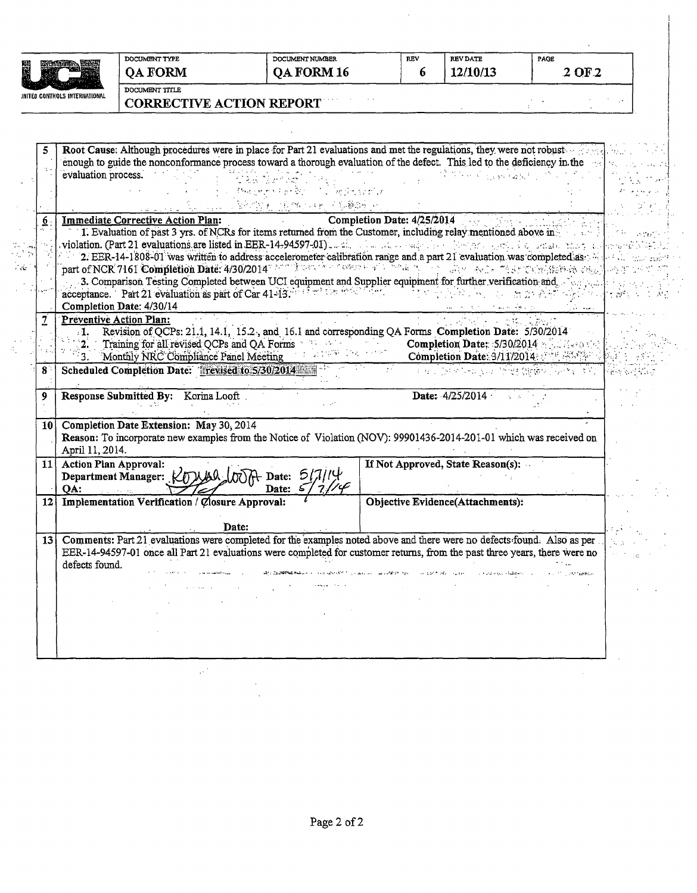| DOCUMENT TYPE | DOCUMENT NUMBER | REV | REV DATE | PAGE |
|---|---|---|---|---|
| QA FORM | QA FORM 16 | 6 | 12/10/13 | 2 OF 2 |

UNITED CONTROLS INTERNATIONAL

DOCUMENT TITLE

**CORRECTIVE ACTION REPORT**

| | | |
|---|---|---|
| 5 | **Root Cause:** Although procedures were in place for Part 21 evaluations and met the regulations, they were not robust enough to guide the nonconformance process toward a thorough evaluation of the defect. This led to the deficiency in the evaluation process. | |
| 6 | **Immediate Corrective Action Plan:** **Completion Date: 4/25/2014**<br>1. Evaluation of past 3 yrs. of NCRs for items returned from the Customer, including relay mentioned above in violation. (Part 21 evaluations are listed in EER-14-94597-01)<br>2. EER-14-1808-01 was written to address accelerometer calibration range and a part 21 evaluation was completed as part of NCR 7161 **Completion Date: 4/30/2014**<br>3. Comparison Testing Completed between UCI equipment and Supplier equipment for further verification and acceptance. Part 21 evaluation as part of Car 41-13.<br>**Completion Date: 4/30/14** | |
| 7 | **Preventive Action Plan:**<br>1. Revision of QCPs: 21.1, 14.1, 15.2, and 16.1 and corresponding QA Forms **Completion Date: 5/30/2014**<br>2. Training for all revised QCPs and QA Forms **Completion Date: 5/30/2014**<br>3. Monthly NRC Compliance Panel Meeting **Completion Date: 3/11/2014** | |
| 8 | **Scheduled Completion Date:** revised to 5/30/2014 | |
| 9 | **Response Submitted By:** Korina Looft | **Date:** 4/25/2014 |
| 10 | **Completion Date Extension:** May 30, 2014<br>**Reason:** To incorporate new examples from the Notice of Violation (NOV): 99901436-2014-201-01 which was received on April 11, 2014. | |
| 11 | **Action Plan Approval:**<br>**Department Manager:** Korina Looft **Date:** 5/7/14<br>**QA:** [signature] **Date:** 5/7/14 | **If Not Approved, State Reason(s):** |
| 12 | **Implementation Verification / Closure Approval:**<br>**Date:** | **Objective Evidence(Attachments):** |
| 13 | **Comments:** Part 21 evaluations were completed for the examples noted above and there were no defects found. Also as per EER-14-94597-01 once all Part 21 evaluations were completed for customer returns, from the past three years, there were no defects found. | |